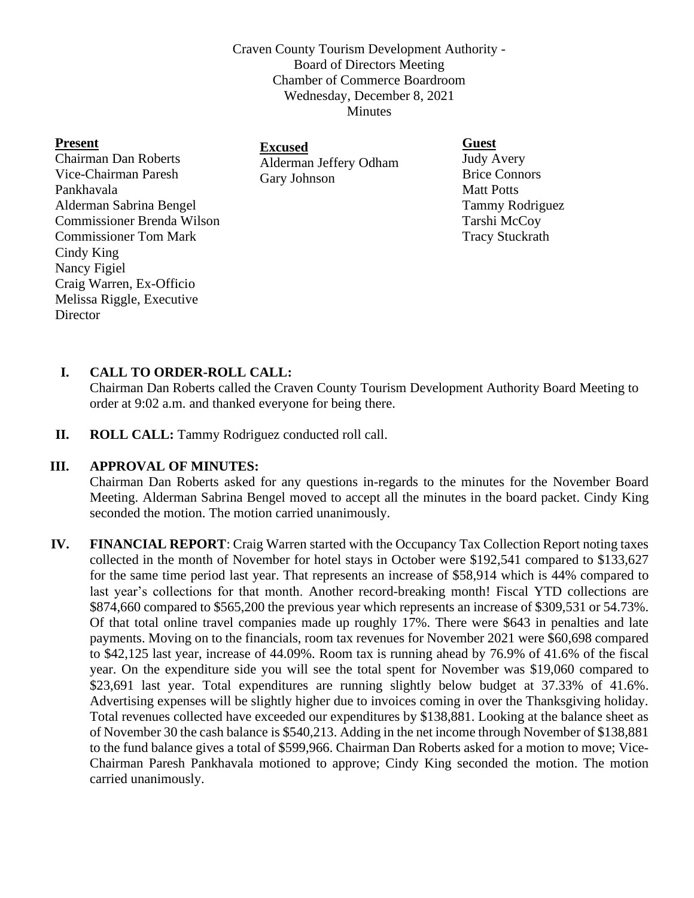Craven County Tourism Development Authority -
Board of Directors Meeting
Chamber of Commerce Boardroom
Wednesday, December 8, 2021
Minutes

**Present**
Chairman Dan Roberts
Vice-Chairman Paresh Pankhavala
Alderman Sabrina Bengel
Commissioner Brenda Wilson
Commissioner Tom Mark
Cindy King
Nancy Figiel
Craig Warren, Ex-Officio
Melissa Riggle, Executive Director

**Excused**
Alderman Jeffery Odham
Gary Johnson

**Guest**
Judy Avery
Brice Connors
Matt Potts
Tammy Rodriguez
Tarshi McCoy
Tracy Stuckrath

**I. CALL TO ORDER-ROLL CALL:**
Chairman Dan Roberts called the Craven County Tourism Development Authority Board Meeting to order at 9:02 a.m. and thanked everyone for being there.

**II. ROLL CALL:** Tammy Rodriguez conducted roll call.

**III. APPROVAL OF MINUTES:**
Chairman Dan Roberts asked for any questions in-regards to the minutes for the November Board Meeting. Alderman Sabrina Bengel moved to accept all the minutes in the board packet. Cindy King seconded the motion. The motion carried unanimously.

**IV. FINANCIAL REPORT**: Craig Warren started with the Occupancy Tax Collection Report noting taxes collected in the month of November for hotel stays in October were $192,541 compared to $133,627 for the same time period last year. That represents an increase of $58,914 which is 44% compared to last year's collections for that month. Another record-breaking month! Fiscal YTD collections are $874,660 compared to $565,200 the previous year which represents an increase of $309,531 or 54.73%. Of that total online travel companies made up roughly 17%. There were $643 in penalties and late payments. Moving on to the financials, room tax revenues for November 2021 were $60,698 compared to $42,125 last year, increase of 44.09%. Room tax is running ahead by 76.9% of 41.6% of the fiscal year. On the expenditure side you will see the total spent for November was $19,060 compared to $23,691 last year. Total expenditures are running slightly below budget at 37.33% of 41.6%. Advertising expenses will be slightly higher due to invoices coming in over the Thanksgiving holiday. Total revenues collected have exceeded our expenditures by $138,881. Looking at the balance sheet as of November 30 the cash balance is $540,213. Adding in the net income through November of $138,881 to the fund balance gives a total of $599,966. Chairman Dan Roberts asked for a motion to move; Vice-Chairman Paresh Pankhavala motioned to approve; Cindy King seconded the motion. The motion carried unanimously.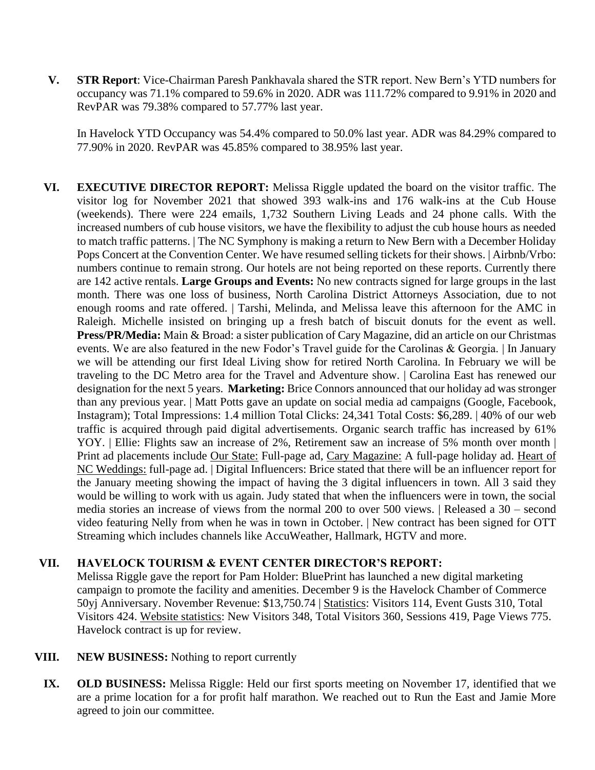**V. STR Report**: Vice-Chairman Paresh Pankhavala shared the STR report. New Bern's YTD numbers for occupancy was 71.1% compared to 59.6% in 2020. ADR was 111.72% compared to 9.91% in 2020 and RevPAR was 79.38% compared to 57.77% last year.

In Havelock YTD Occupancy was 54.4% compared to 50.0% last year. ADR was 84.29% compared to 77.90% in 2020. RevPAR was 45.85% compared to 38.95% last year.

**VI. EXECUTIVE DIRECTOR REPORT:** Melissa Riggle updated the board on the visitor traffic. The visitor log for November 2021 that showed 393 walk-ins and 176 walk-ins at the Cub House (weekends). There were 224 emails, 1,732 Southern Living Leads and 24 phone calls. With the increased numbers of cub house visitors, we have the flexibility to adjust the cub house hours as needed to match traffic patterns. | The NC Symphony is making a return to New Bern with a December Holiday Pops Concert at the Convention Center. We have resumed selling tickets for their shows. | Airbnb/Vrbo: numbers continue to remain strong. Our hotels are not being reported on these reports. Currently there are 142 active rentals. **Large Groups and Events:** No new contracts signed for large groups in the last month. There was one loss of business, North Carolina District Attorneys Association, due to not enough rooms and rate offered. | Tarshi, Melinda, and Melissa leave this afternoon for the AMC in Raleigh. Michelle insisted on bringing up a fresh batch of biscuit donuts for the event as well. **Press/PR/Media:** Main & Broad: a sister publication of Cary Magazine, did an article on our Christmas events. We are also featured in the new Fodor's Travel guide for the Carolinas & Georgia. | In January we will be attending our first Ideal Living show for retired North Carolina. In February we will be traveling to the DC Metro area for the Travel and Adventure show. | Carolina East has renewed our designation for the next 5 years. **Marketing:** Brice Connors announced that our holiday ad was stronger than any previous year. | Matt Potts gave an update on social media ad campaigns (Google, Facebook, Instagram); Total Impressions: 1.4 million Total Clicks: 24,341 Total Costs: $6,289. | 40% of our web traffic is acquired through paid digital advertisements. Organic search traffic has increased by 61% YOY. | Ellie: Flights saw an increase of 2%, Retirement saw an increase of 5% month over month | Print ad placements include Our State: Full-page ad, Cary Magazine: A full-page holiday ad. Heart of NC Weddings: full-page ad. | Digital Influencers: Brice stated that there will be an influencer report for the January meeting showing the impact of having the 3 digital influencers in town. All 3 said they would be willing to work with us again. Judy stated that when the influencers were in town, the social media stories an increase of views from the normal 200 to over 500 views. | Released a 30 – second video featuring Nelly from when he was in town in October. | New contract has been signed for OTT Streaming which includes channels like AccuWeather, Hallmark, HGTV and more.

**VII. HAVELOCK TOURISM & EVENT CENTER DIRECTOR'S REPORT:**
Melissa Riggle gave the report for Pam Holder: BluePrint has launched a new digital marketing campaign to promote the facility and amenities. December 9 is the Havelock Chamber of Commerce 50yj Anniversary. November Revenue: $13,750.74 | Statistics: Visitors 114, Event Gusts 310, Total Visitors 424. Website statistics: New Visitors 348, Total Visitors 360, Sessions 419, Page Views 775. Havelock contract is up for review.

**VIII. NEW BUSINESS:** Nothing to report currently

**IX. OLD BUSINESS:** Melissa Riggle: Held our first sports meeting on November 17, identified that we are a prime location for a for profit half marathon. We reached out to Run the East and Jamie More agreed to join our committee.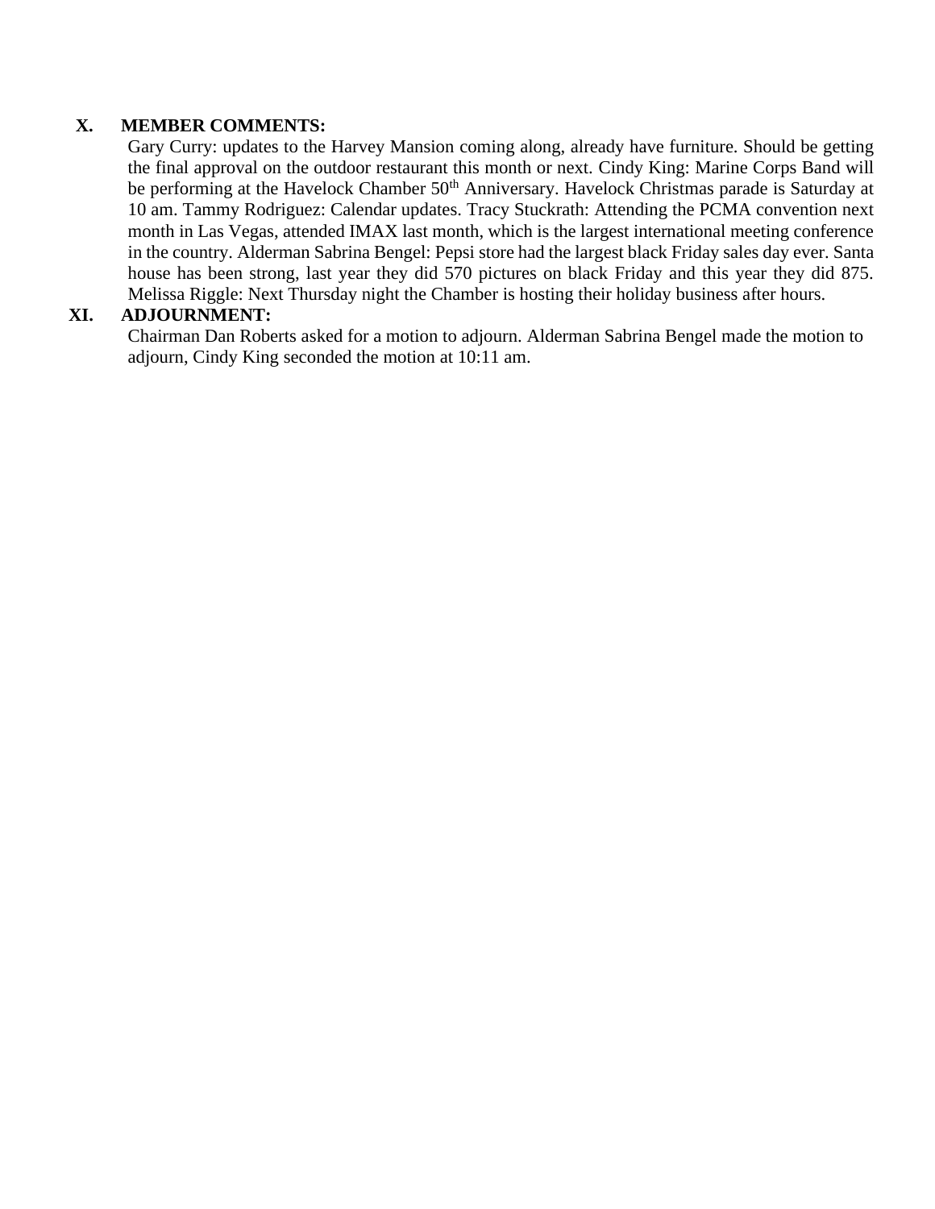**X. MEMBER COMMENTS:**

Gary Curry: updates to the Harvey Mansion coming along, already have furniture. Should be getting the final approval on the outdoor restaurant this month or next. Cindy King: Marine Corps Band will be performing at the Havelock Chamber 50th Anniversary. Havelock Christmas parade is Saturday at 10 am. Tammy Rodriguez: Calendar updates. Tracy Stuckrath: Attending the PCMA convention next month in Las Vegas, attended IMAX last month, which is the largest international meeting conference in the country. Alderman Sabrina Bengel: Pepsi store had the largest black Friday sales day ever. Santa house has been strong, last year they did 570 pictures on black Friday and this year they did 875. Melissa Riggle: Next Thursday night the Chamber is hosting their holiday business after hours.

**XI. ADJOURNMENT:**

Chairman Dan Roberts asked for a motion to adjourn. Alderman Sabrina Bengel made the motion to adjourn, Cindy King seconded the motion at 10:11 am.